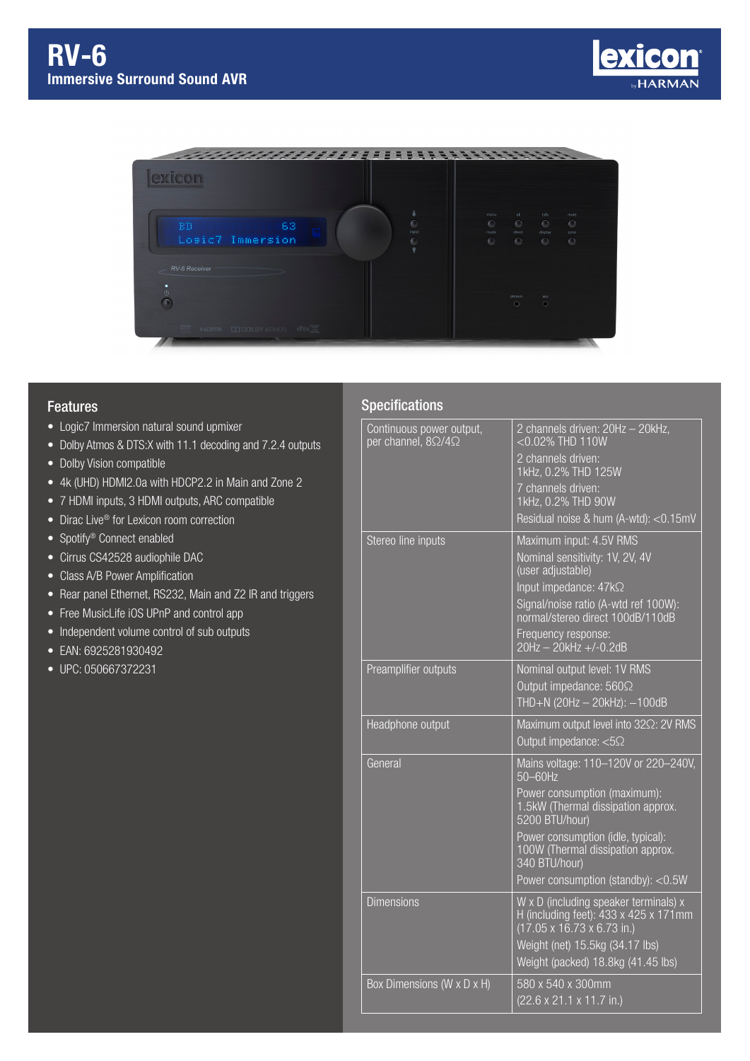# RV-6

## Immersive Surround Sound AVR

## Features

- Logic7 Immersion natural sound upmixer
- Dolby Atmos & DTS:X with 11.1 decoding and 7.2.4 outputs
- Dolby Vision compatible
- 4k (UHD) HDMI2.0a with HDCP2.2 in Main and Zone 2
- 7 HDMI inputs, 3 HDMI outputs, ARC compatible
- Dirac Live® for Lexicon room correction
- Spotify® Connect enabled
- Cirrus CS42528 audiophile DAC
- Class A/B Power Amplification
- Rear panel Ethernet, RS232, Main and Z2 IR and triggers
- Free MusicLife iOS UPnP and control app
- Independent volume control of sub outputs
- EAN: 6925281930492
- UPC: 050667372231

## Specifications

| | |
|---|---|
| Continuous power output, per channel, 8Ω/4Ω | 2 channels driven: 20Hz – 20kHz, <0.02% THD 110W<br>2 channels driven: 1kHz, 0.2% THD 125W<br>7 channels driven: 1kHz, 0.2% THD 90W<br>Residual noise & hum (A-wtd): <0.15mV |
| Stereo line inputs | Maximum input: 4.5V RMS<br>Nominal sensitivity: 1V, 2V, 4V (user adjustable)<br>Input impedance: 47kΩ<br>Signal/noise ratio (A-wtd ref 100W): normal/stereo direct 100dB/110dB<br>Frequency response: 20Hz – 20kHz +/-0.2dB |
| Preamplifier outputs | Nominal output level: 1V RMS<br>Output impedance: 560Ω<br>THD+N (20Hz – 20kHz): –100dB |
| Headphone output | Maximum output level into 32Ω: 2V RMS<br>Output impedance: <5Ω |
| General | Mains voltage: 110–120V or 220–240V, 50–60Hz<br>Power consumption (maximum): 1.5kW (Thermal dissipation approx. 5200 BTU/hour)<br>Power consumption (idle, typical): 100W (Thermal dissipation approx. 340 BTU/hour)<br>Power consumption (standby): <0.5W |
| Dimensions | W x D (including speaker terminals) x H (including feet): 433 x 425 x 171mm (17.05 x 16.73 x 6.73 in.)<br>Weight (net) 15.5kg (34.17 lbs)<br>Weight (packed) 18.8kg (41.45 lbs) |
| Box Dimensions (W x D x H) | 580 x 540 x 300mm<br>(22.6 x 21.1 x 11.7 in.) |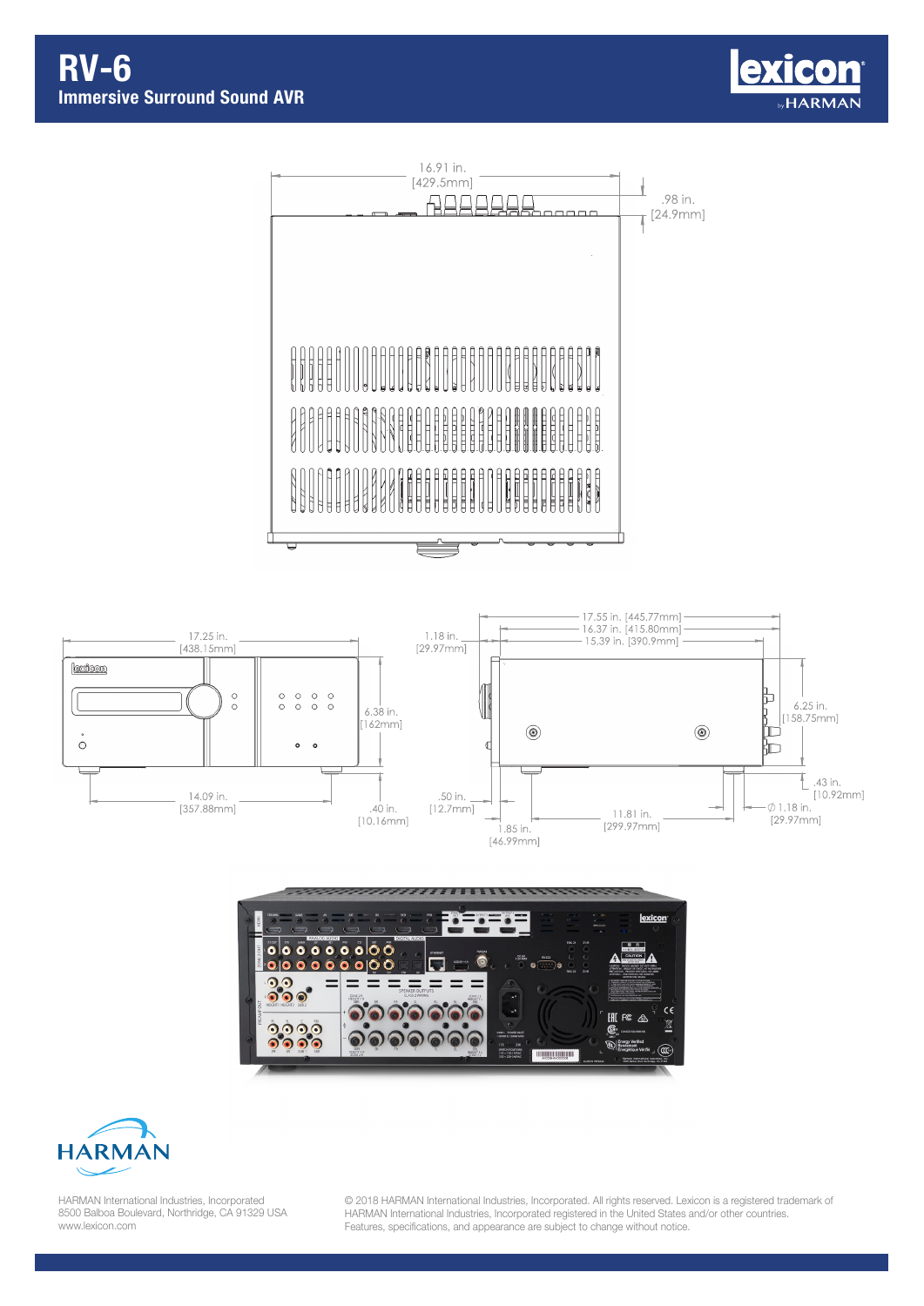# RV-6

## Immersive Surround Sound AVR

16.91 in.
[429.5mm]

.98 in.
[24.9mm]

17.25 in.
[438.15mm]

6.38 in.
[162mm]

14.09 in.
[357.88mm]

.40 in.
[10.16mm]

1.18 in.
[29.97mm]

17.55 in. [445.77mm]

16.37 in. [415.80mm]

15.39 in. [390.9mm]

6.25 in.
[158.75mm]

.43 in.
[10.92mm]

∅ 1.18 in.
[29.97mm]

.50 in.
[12.7mm]

1.85 in.
[46.99mm]

11.81 in.
[299.97mm]

HARMAN International Industries, Incorporated
8500 Balboa Boulevard, Northridge, CA 91329 USA
www.lexicon.com

© 2018 HARMAN International Industries, Incorporated. All rights reserved. Lexicon is a registered trademark of HARMAN International Industries, Incorporated registered in the United States and/or other countries. Features, specifications, and appearance are subject to change without notice.